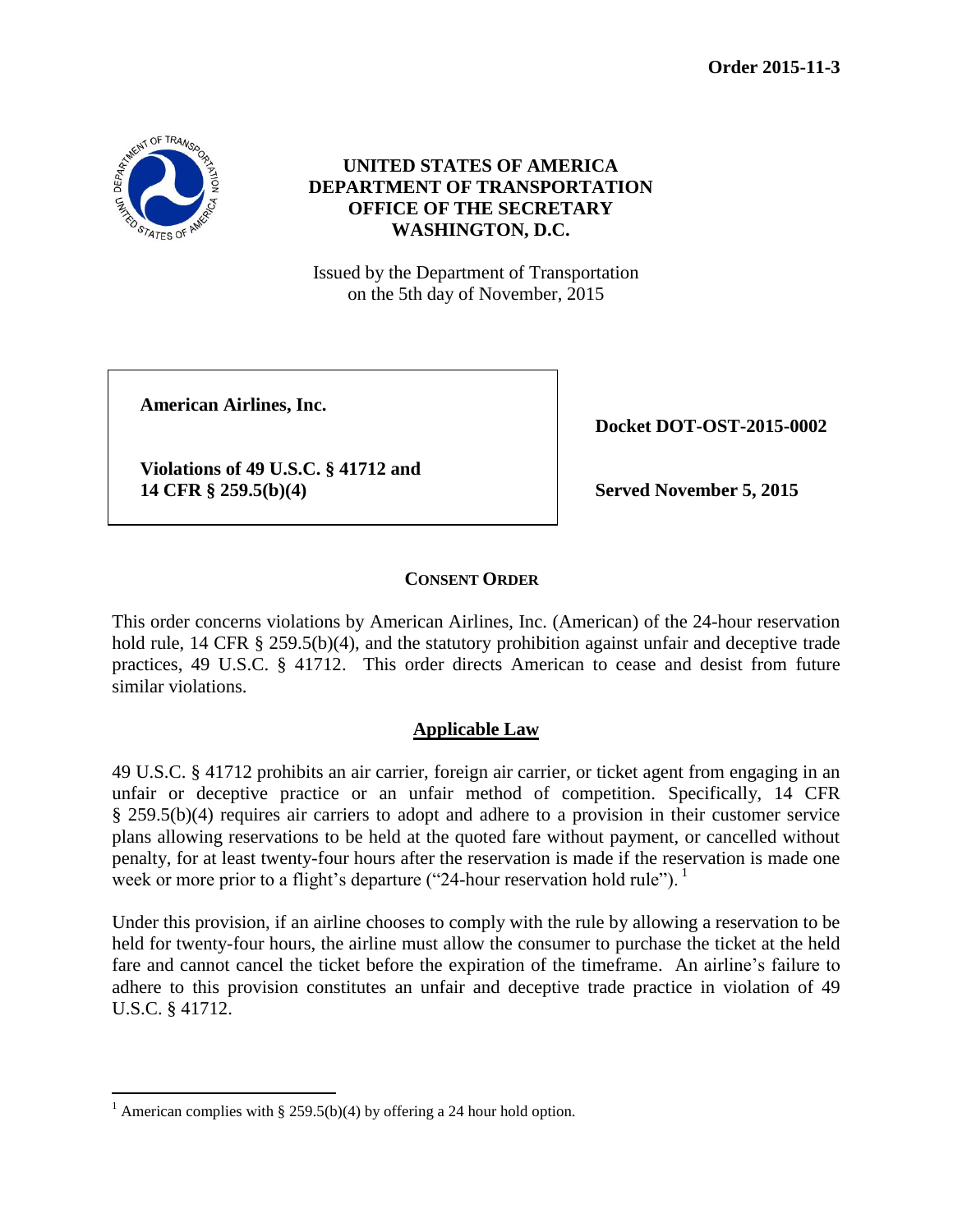**Order 2015-11-3**

**UNITED STATES OF AMERICA**
**DEPARTMENT OF TRANSPORTATION**
**OFFICE OF THE SECRETARY**
**WASHINGTON, D.C.**

Issued by the Department of Transportation
on the 5th day of November, 2015

| | |
|---|---|
| **American Airlines, Inc.** | **Docket DOT-OST-2015-0002** |
| **Violations of 49 U.S.C. § 41712 and 14 CFR § 259.5(b)(4)** | **Served November 5, 2015** |

## CONSENT ORDER

This order concerns violations by American Airlines, Inc. (American) of the 24-hour reservation hold rule, 14 CFR § 259.5(b)(4), and the statutory prohibition against unfair and deceptive trade practices, 49 U.S.C. § 41712. This order directs American to cease and desist from future similar violations.

### Applicable Law

49 U.S.C. § 41712 prohibits an air carrier, foreign air carrier, or ticket agent from engaging in an unfair or deceptive practice or an unfair method of competition. Specifically, 14 CFR § 259.5(b)(4) requires air carriers to adopt and adhere to a provision in their customer service plans allowing reservations to be held at the quoted fare without payment, or cancelled without penalty, for at least twenty-four hours after the reservation is made if the reservation is made one week or more prior to a flight's departure ("24-hour reservation hold rule").[1]

Under this provision, if an airline chooses to comply with the rule by allowing a reservation to be held for twenty-four hours, the airline must allow the consumer to purchase the ticket at the held fare and cannot cancel the ticket before the expiration of the timeframe. An airline's failure to adhere to this provision constitutes an unfair and deceptive trade practice in violation of 49 U.S.C. § 41712.

---

[1] American complies with § 259.5(b)(4) by offering a 24 hour hold option.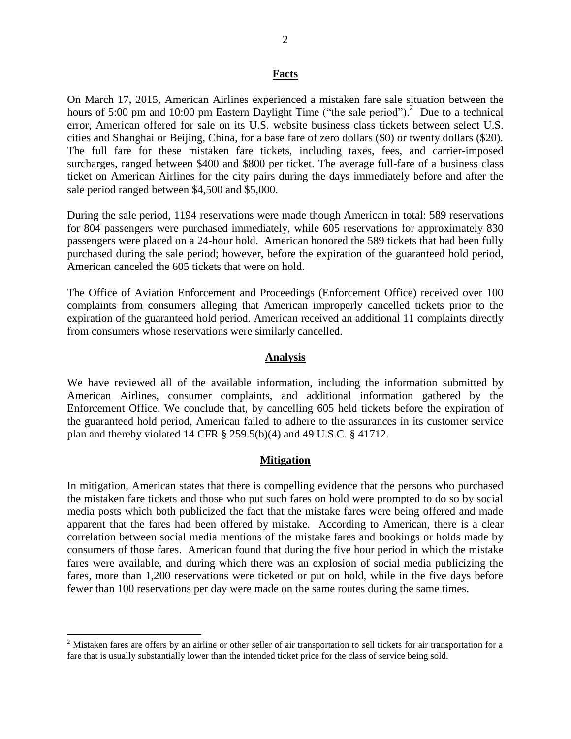## Facts

On March 17, 2015, American Airlines experienced a mistaken fare sale situation between the hours of 5:00 pm and 10:00 pm Eastern Daylight Time ("the sale period").[2] Due to a technical error, American offered for sale on its U.S. website business class tickets between select U.S. cities and Shanghai or Beijing, China, for a base fare of zero dollars ($0) or twenty dollars ($20). The full fare for these mistaken fare tickets, including taxes, fees, and carrier-imposed surcharges, ranged between $400 and $800 per ticket. The average full-fare of a business class ticket on American Airlines for the city pairs during the days immediately before and after the sale period ranged between $4,500 and $5,000.

During the sale period, 1194 reservations were made though American in total: 589 reservations for 804 passengers were purchased immediately, while 605 reservations for approximately 830 passengers were placed on a 24-hour hold. American honored the 589 tickets that had been fully purchased during the sale period; however, before the expiration of the guaranteed hold period, American canceled the 605 tickets that were on hold.

The Office of Aviation Enforcement and Proceedings (Enforcement Office) received over 100 complaints from consumers alleging that American improperly cancelled tickets prior to the expiration of the guaranteed hold period. American received an additional 11 complaints directly from consumers whose reservations were similarly cancelled.

## Analysis

We have reviewed all of the available information, including the information submitted by American Airlines, consumer complaints, and additional information gathered by the Enforcement Office. We conclude that, by cancelling 605 held tickets before the expiration of the guaranteed hold period, American failed to adhere to the assurances in its customer service plan and thereby violated 14 CFR § 259.5(b)(4) and 49 U.S.C. § 41712.

## Mitigation

In mitigation, American states that there is compelling evidence that the persons who purchased the mistaken fare tickets and those who put such fares on hold were prompted to do so by social media posts which both publicized the fact that the mistake fares were being offered and made apparent that the fares had been offered by mistake. According to American, there is a clear correlation between social media mentions of the mistake fares and bookings or holds made by consumers of those fares. American found that during the five hour period in which the mistake fares were available, and during which there was an explosion of social media publicizing the fares, more than 1,200 reservations were ticketed or put on hold, while in the five days before fewer than 100 reservations per day were made on the same routes during the same times.

---

[2] Mistaken fares are offers by an airline or other seller of air transportation to sell tickets for air transportation for a fare that is usually substantially lower than the intended ticket price for the class of service being sold.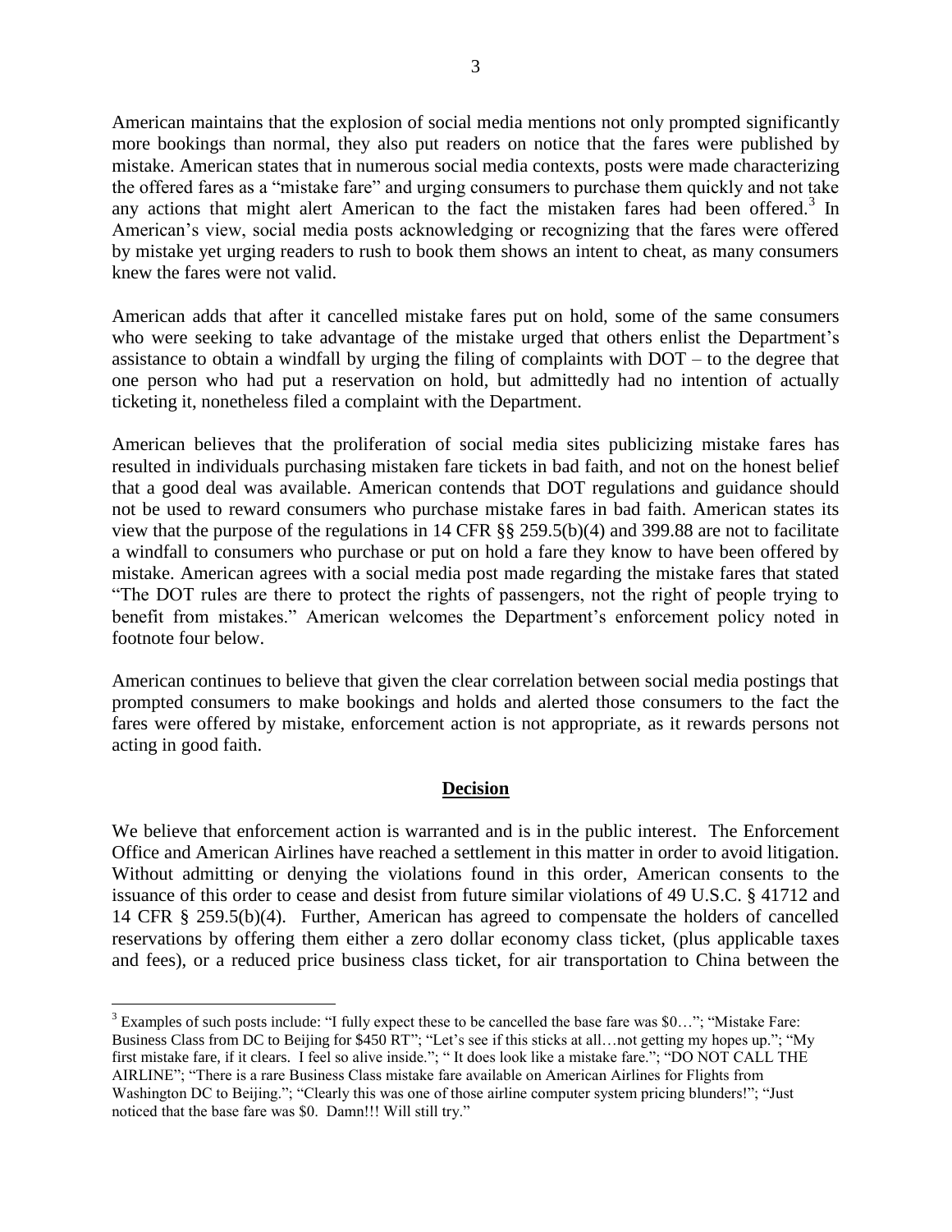American maintains that the explosion of social media mentions not only prompted significantly more bookings than normal, they also put readers on notice that the fares were published by mistake. American states that in numerous social media contexts, posts were made characterizing the offered fares as a "mistake fare" and urging consumers to purchase them quickly and not take any actions that might alert American to the fact the mistaken fares had been offered.[3] In American's view, social media posts acknowledging or recognizing that the fares were offered by mistake yet urging readers to rush to book them shows an intent to cheat, as many consumers knew the fares were not valid.

American adds that after it cancelled mistake fares put on hold, some of the same consumers who were seeking to take advantage of the mistake urged that others enlist the Department's assistance to obtain a windfall by urging the filing of complaints with DOT – to the degree that one person who had put a reservation on hold, but admittedly had no intention of actually ticketing it, nonetheless filed a complaint with the Department.

American believes that the proliferation of social media sites publicizing mistake fares has resulted in individuals purchasing mistaken fare tickets in bad faith, and not on the honest belief that a good deal was available. American contends that DOT regulations and guidance should not be used to reward consumers who purchase mistake fares in bad faith. American states its view that the purpose of the regulations in 14 CFR §§ 259.5(b)(4) and 399.88 are not to facilitate a windfall to consumers who purchase or put on hold a fare they know to have been offered by mistake. American agrees with a social media post made regarding the mistake fares that stated "The DOT rules are there to protect the rights of passengers, not the right of people trying to benefit from mistakes." American welcomes the Department's enforcement policy noted in footnote four below.

American continues to believe that given the clear correlation between social media postings that prompted consumers to make bookings and holds and alerted those consumers to the fact the fares were offered by mistake, enforcement action is not appropriate, as it rewards persons not acting in good faith.

## Decision

We believe that enforcement action is warranted and is in the public interest. The Enforcement Office and American Airlines have reached a settlement in this matter in order to avoid litigation. Without admitting or denying the violations found in this order, American consents to the issuance of this order to cease and desist from future similar violations of 49 U.S.C. § 41712 and 14 CFR § 259.5(b)(4). Further, American has agreed to compensate the holders of cancelled reservations by offering them either a zero dollar economy class ticket, (plus applicable taxes and fees), or a reduced price business class ticket, for air transportation to China between the

[3] Examples of such posts include: "I fully expect these to be cancelled the base fare was $0…"; "Mistake Fare: Business Class from DC to Beijing for $450 RT"; "Let's see if this sticks at all…not getting my hopes up."; "My first mistake fare, if it clears. I feel so alive inside."; " It does look like a mistake fare."; "DO NOT CALL THE AIRLINE"; "There is a rare Business Class mistake fare available on American Airlines for Flights from Washington DC to Beijing."; "Clearly this was one of those airline computer system pricing blunders!"; "Just noticed that the base fare was $0. Damn!!! Will still try."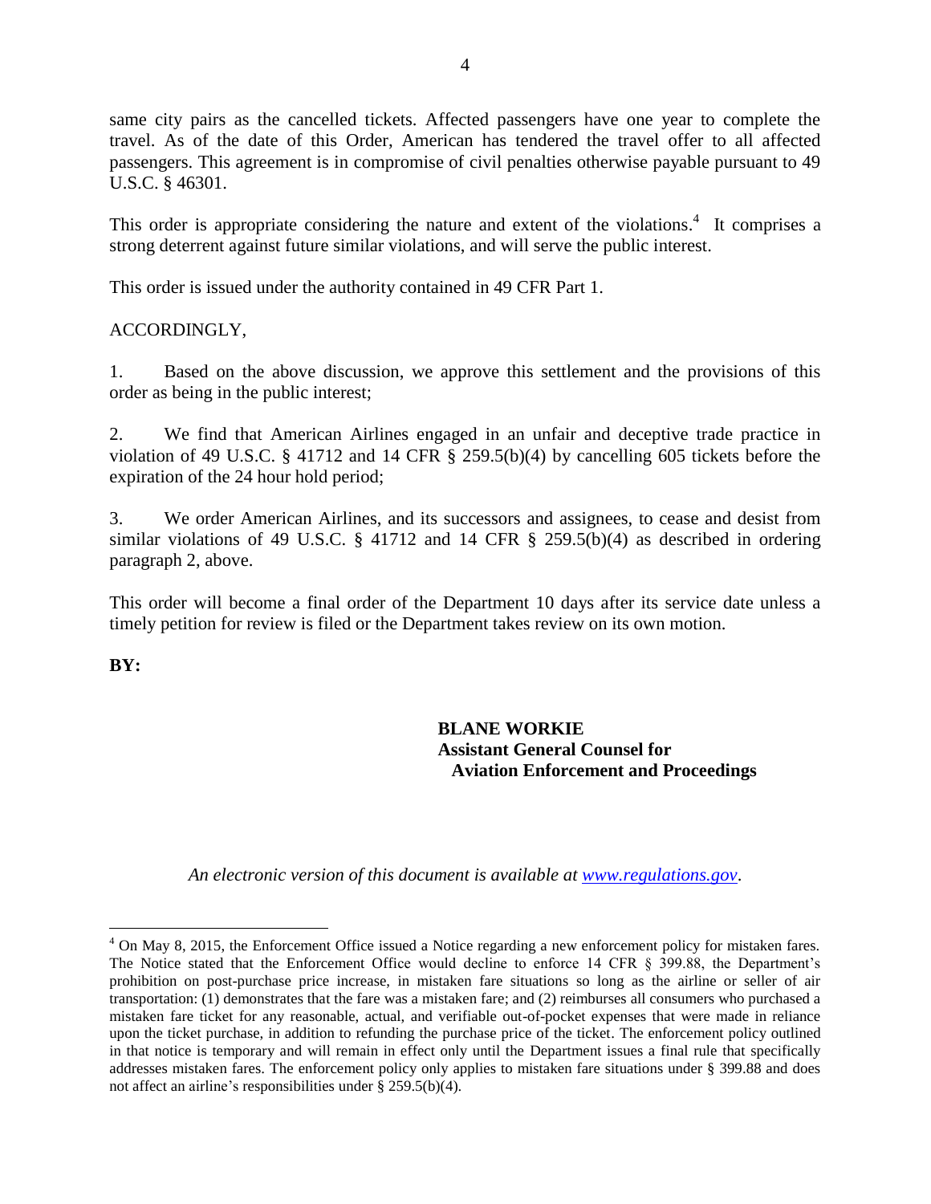same city pairs as the cancelled tickets. Affected passengers have one year to complete the travel. As of the date of this Order, American has tendered the travel offer to all affected passengers. This agreement is in compromise of civil penalties otherwise payable pursuant to 49 U.S.C. § 46301.

This order is appropriate considering the nature and extent of the violations.[4] It comprises a strong deterrent against future similar violations, and will serve the public interest.

This order is issued under the authority contained in 49 CFR Part 1.

ACCORDINGLY,

1. Based on the above discussion, we approve this settlement and the provisions of this order as being in the public interest;

2. We find that American Airlines engaged in an unfair and deceptive trade practice in violation of 49 U.S.C. § 41712 and 14 CFR § 259.5(b)(4) by cancelling 605 tickets before the expiration of the 24 hour hold period;

3. We order American Airlines, and its successors and assignees, to cease and desist from similar violations of 49 U.S.C. § 41712 and 14 CFR § 259.5(b)(4) as described in ordering paragraph 2, above.

This order will become a final order of the Department 10 days after its service date unless a timely petition for review is filed or the Department takes review on its own motion.

**BY:**

**BLANE WORKIE**
**Assistant General Counsel for**
**Aviation Enforcement and Proceedings**

*An electronic version of this document is available at [www.regulations.gov](www.regulations.gov).*

---

[4] On May 8, 2015, the Enforcement Office issued a Notice regarding a new enforcement policy for mistaken fares. The Notice stated that the Enforcement Office would decline to enforce 14 CFR § 399.88, the Department's prohibition on post-purchase price increase, in mistaken fare situations so long as the airline or seller of air transportation: (1) demonstrates that the fare was a mistaken fare; and (2) reimburses all consumers who purchased a mistaken fare ticket for any reasonable, actual, and verifiable out-of-pocket expenses that were made in reliance upon the ticket purchase, in addition to refunding the purchase price of the ticket. The enforcement policy outlined in that notice is temporary and will remain in effect only until the Department issues a final rule that specifically addresses mistaken fares. The enforcement policy only applies to mistaken fare situations under § 399.88 and does not affect an airline's responsibilities under § 259.5(b)(4).